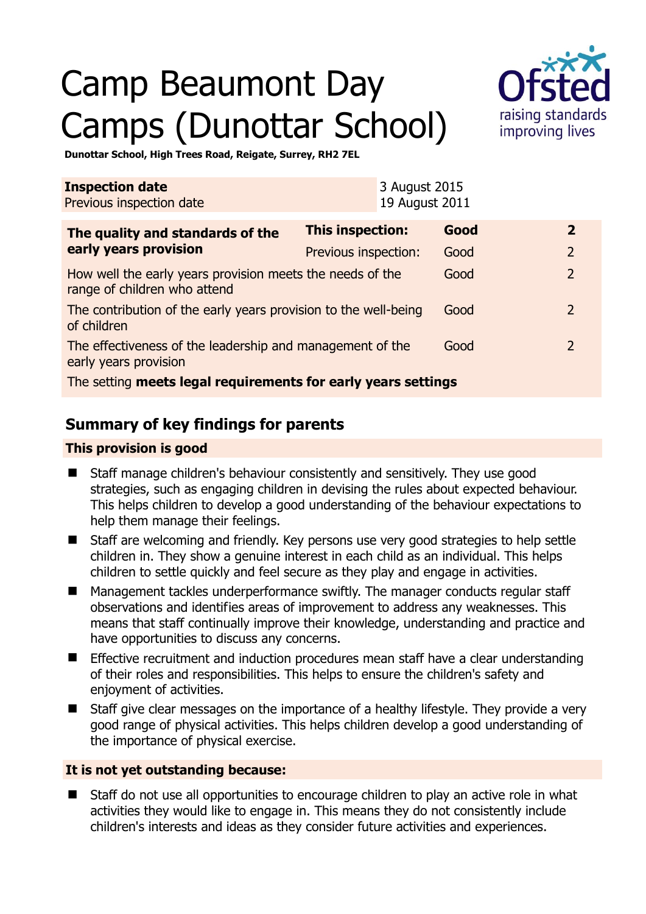# Camp Beaumont Day Camps (Dunottar School)

**Dunottar School, High Trees Road, Reigate, Surrey, RH2 7EL**

| **Inspection date** | 3 August 2015 |
| --- | --- |
| Previous inspection date | 19 August 2011 |

| **The quality and standards of the early years provision** | **This inspection:** | **Good** | **2** |
| --- | --- | --- | --- |
| | Previous inspection: | Good | 2 |
| How well the early years provision meets the needs of the range of children who attend | | Good | 2 |
| The contribution of the early years provision to the well-being of children | | Good | 2 |
| The effectiveness of the leadership and management of the early years provision | | Good | 2 |
| The setting **meets legal requirements for early years settings** | | | |

## Summary of key findings for parents

### This provision is good

- Staff manage children's behaviour consistently and sensitively. They use good strategies, such as engaging children in devising the rules about expected behaviour. This helps children to develop a good understanding of the behaviour expectations to help them manage their feelings.
- Staff are welcoming and friendly. Key persons use very good strategies to help settle children in. They show a genuine interest in each child as an individual. This helps children to settle quickly and feel secure as they play and engage in activities.
- Management tackles underperformance swiftly. The manager conducts regular staff observations and identifies areas of improvement to address any weaknesses. This means that staff continually improve their knowledge, understanding and practice and have opportunities to discuss any concerns.
- Effective recruitment and induction procedures mean staff have a clear understanding of their roles and responsibilities. This helps to ensure the children's safety and enjoyment of activities.
- Staff give clear messages on the importance of a healthy lifestyle. They provide a very good range of physical activities. This helps children develop a good understanding of the importance of physical exercise.

### It is not yet outstanding because:

- Staff do not use all opportunities to encourage children to play an active role in what activities they would like to engage in. This means they do not consistently include children's interests and ideas as they consider future activities and experiences.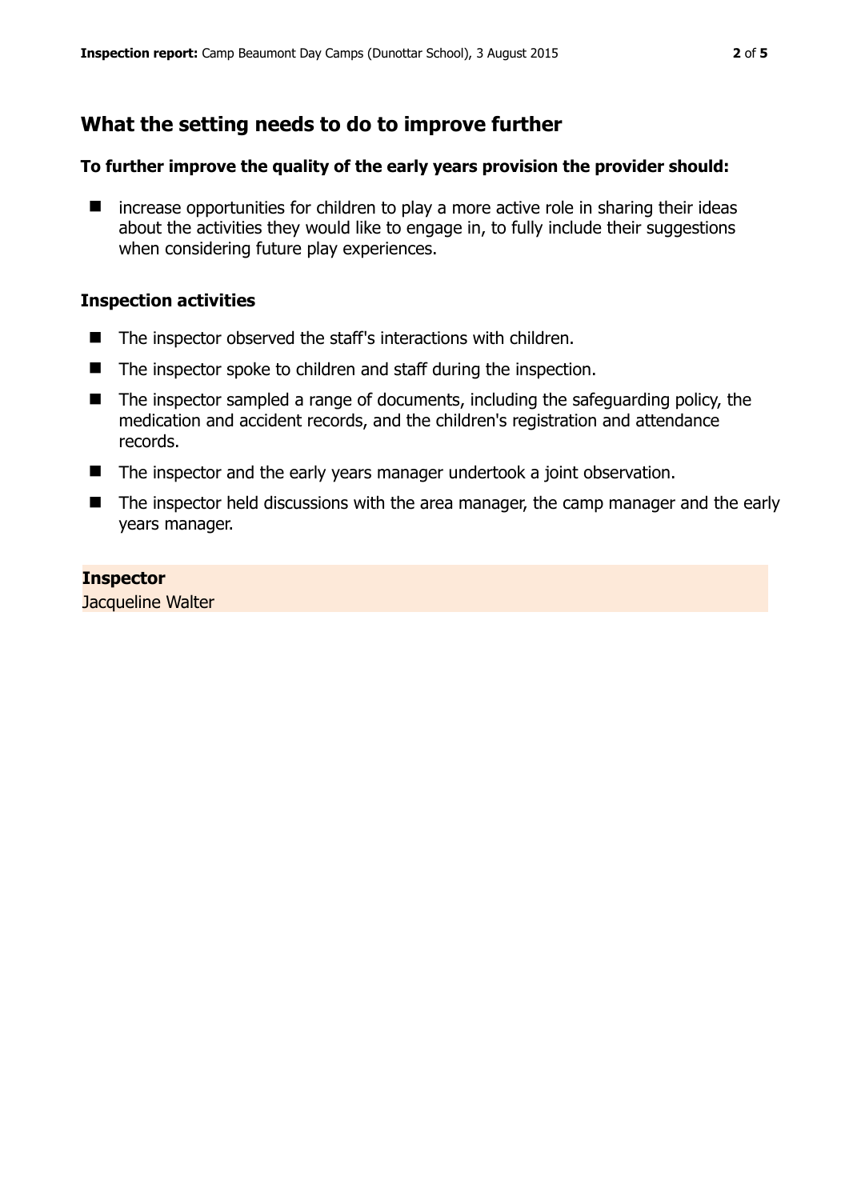## What the setting needs to do to improve further

**To further improve the quality of the early years provision the provider should:**

- increase opportunities for children to play a more active role in sharing their ideas about the activities they would like to engage in, to fully include their suggestions when considering future play experiences.

### Inspection activities

- The inspector observed the staff's interactions with children.
- The inspector spoke to children and staff during the inspection.
- The inspector sampled a range of documents, including the safeguarding policy, the medication and accident records, and the children's registration and attendance records.
- The inspector and the early years manager undertook a joint observation.
- The inspector held discussions with the area manager, the camp manager and the early years manager.

**Inspector**
Jacqueline Walter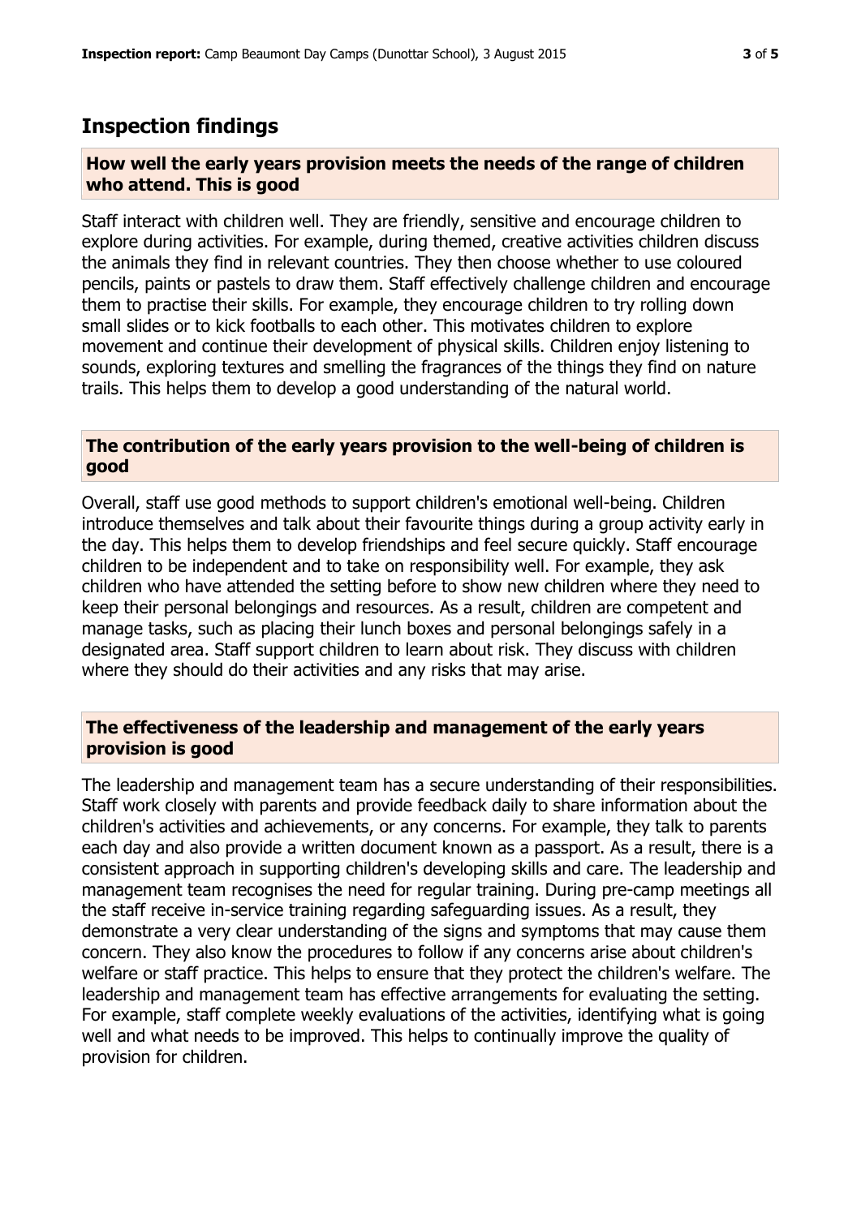## Inspection findings

### How well the early years provision meets the needs of the range of children who attend. This is good

Staff interact with children well. They are friendly, sensitive and encourage children to explore during activities. For example, during themed, creative activities children discuss the animals they find in relevant countries. They then choose whether to use coloured pencils, paints or pastels to draw them. Staff effectively challenge children and encourage them to practise their skills. For example, they encourage children to try rolling down small slides or to kick footballs to each other. This motivates children to explore movement and continue their development of physical skills. Children enjoy listening to sounds, exploring textures and smelling the fragrances of the things they find on nature trails. This helps them to develop a good understanding of the natural world.

### The contribution of the early years provision to the well-being of children is good

Overall, staff use good methods to support children's emotional well-being. Children introduce themselves and talk about their favourite things during a group activity early in the day. This helps them to develop friendships and feel secure quickly. Staff encourage children to be independent and to take on responsibility well. For example, they ask children who have attended the setting before to show new children where they need to keep their personal belongings and resources. As a result, children are competent and manage tasks, such as placing their lunch boxes and personal belongings safely in a designated area. Staff support children to learn about risk. They discuss with children where they should do their activities and any risks that may arise.

### The effectiveness of the leadership and management of the early years provision is good

The leadership and management team has a secure understanding of their responsibilities. Staff work closely with parents and provide feedback daily to share information about the children's activities and achievements, or any concerns. For example, they talk to parents each day and also provide a written document known as a passport. As a result, there is a consistent approach in supporting children's developing skills and care. The leadership and management team recognises the need for regular training. During pre-camp meetings all the staff receive in-service training regarding safeguarding issues. As a result, they demonstrate a very clear understanding of the signs and symptoms that may cause them concern. They also know the procedures to follow if any concerns arise about children's welfare or staff practice. This helps to ensure that they protect the children's welfare. The leadership and management team has effective arrangements for evaluating the setting. For example, staff complete weekly evaluations of the activities, identifying what is going well and what needs to be improved. This helps to continually improve the quality of provision for children.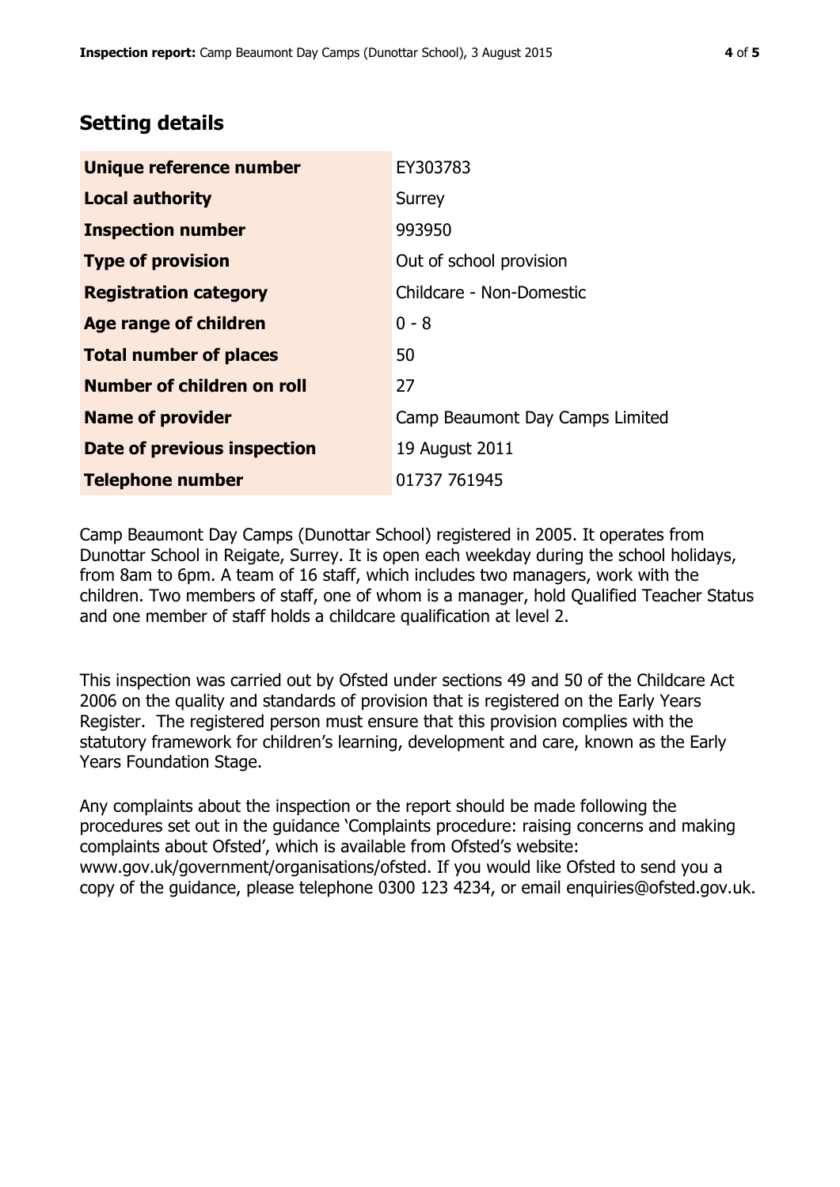## Setting details

| | |
|---|---|
| **Unique reference number** | EY303783 |
| **Local authority** | Surrey |
| **Inspection number** | 993950 |
| **Type of provision** | Out of school provision |
| **Registration category** | Childcare - Non-Domestic |
| **Age range of children** | 0 - 8 |
| **Total number of places** | 50 |
| **Number of children on roll** | 27 |
| **Name of provider** | Camp Beaumont Day Camps Limited |
| **Date of previous inspection** | 19 August 2011 |
| **Telephone number** | 01737 761945 |

Camp Beaumont Day Camps (Dunottar School) registered in 2005. It operates from Dunottar School in Reigate, Surrey. It is open each weekday during the school holidays, from 8am to 6pm. A team of 16 staff, which includes two managers, work with the children. Two members of staff, one of whom is a manager, hold Qualified Teacher Status and one member of staff holds a childcare qualification at level 2.

This inspection was carried out by Ofsted under sections 49 and 50 of the Childcare Act 2006 on the quality and standards of provision that is registered on the Early Years Register. The registered person must ensure that this provision complies with the statutory framework for children's learning, development and care, known as the Early Years Foundation Stage.

Any complaints about the inspection or the report should be made following the procedures set out in the guidance 'Complaints procedure: raising concerns and making complaints about Ofsted', which is available from Ofsted's website: www.gov.uk/government/organisations/ofsted. If you would like Ofsted to send you a copy of the guidance, please telephone 0300 123 4234, or email enquiries@ofsted.gov.uk.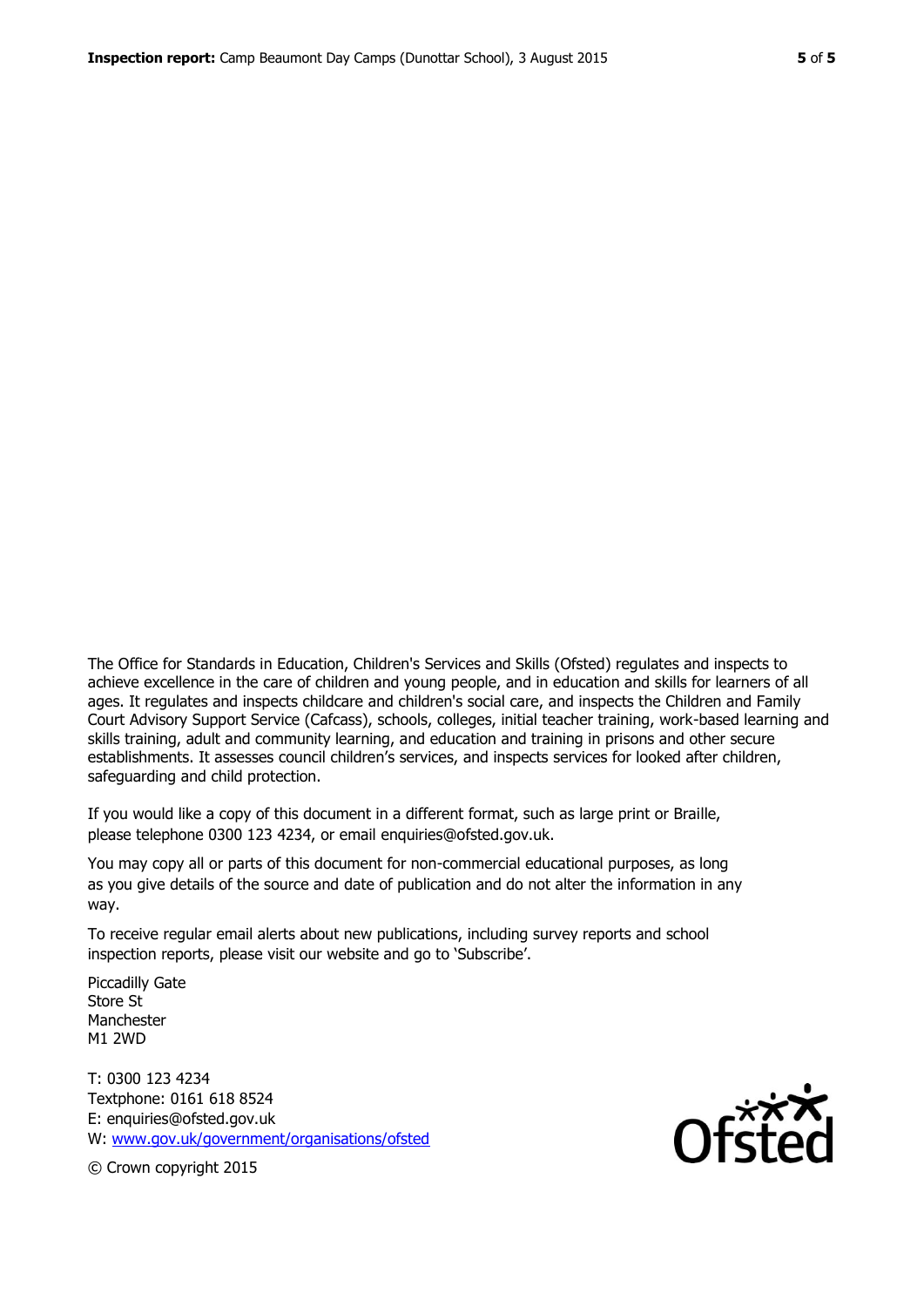The Office for Standards in Education, Children's Services and Skills (Ofsted) regulates and inspects to achieve excellence in the care of children and young people, and in education and skills for learners of all ages. It regulates and inspects childcare and children's social care, and inspects the Children and Family Court Advisory Support Service (Cafcass), schools, colleges, initial teacher training, work-based learning and skills training, adult and community learning, and education and training in prisons and other secure establishments. It assesses council children's services, and inspects services for looked after children, safeguarding and child protection.

If you would like a copy of this document in a different format, such as large print or Braille, please telephone 0300 123 4234, or email enquiries@ofsted.gov.uk.

You may copy all or parts of this document for non-commercial educational purposes, as long as you give details of the source and date of publication and do not alter the information in any way.

To receive regular email alerts about new publications, including survey reports and school inspection reports, please visit our website and go to 'Subscribe'.

Piccadilly Gate
Store St
Manchester
M1 2WD

T: 0300 123 4234
Textphone: 0161 618 8524
E: enquiries@ofsted.gov.uk
W: [www.gov.uk/government/organisations/ofsted](www.gov.uk/government/organisations/ofsted)

© Crown copyright 2015